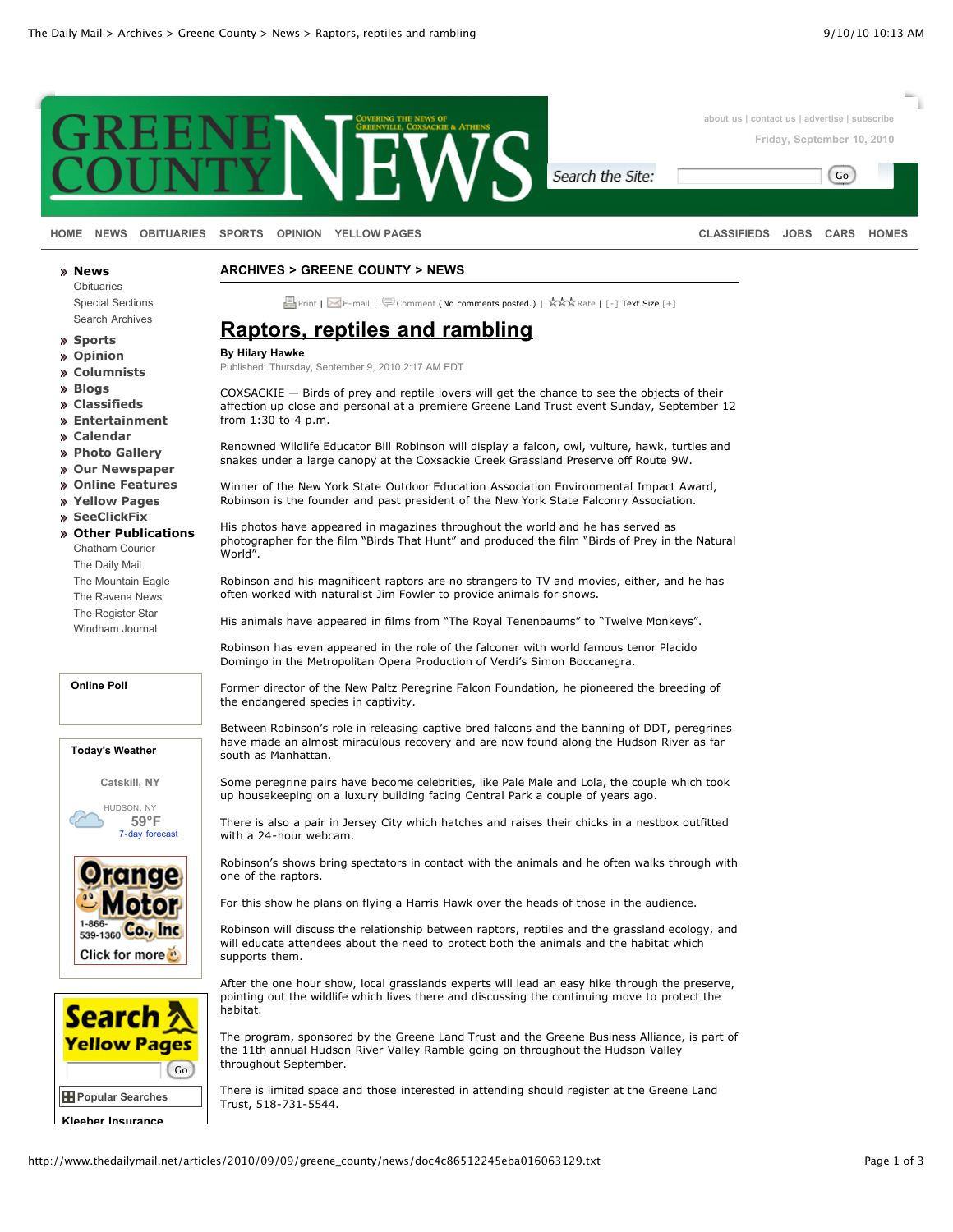# Raptors, reptiles and rambling

**By Hilary Hawke**
Published: Thursday, September 9, 2010 2:17 AM EDT

COXSACKIE — Birds of prey and reptile lovers will get the chance to see the objects of their affection up close and personal at a premiere Greene Land Trust event Sunday, September 12 from 1:30 to 4 p.m.

Renowned Wildlife Educator Bill Robinson will display a falcon, owl, vulture, hawk, turtles and snakes under a large canopy at the Coxsackie Creek Grassland Preserve off Route 9W.

Winner of the New York State Outdoor Education Association Environmental Impact Award, Robinson is the founder and past president of the New York State Falconry Association.

His photos have appeared in magazines throughout the world and he has served as photographer for the film "Birds That Hunt" and produced the film "Birds of Prey in the Natural World".

Robinson and his magnificent raptors are no strangers to TV and movies, either, and he has often worked with naturalist Jim Fowler to provide animals for shows.

His animals have appeared in films from "The Royal Tenenbaums" to "Twelve Monkeys".

Robinson has even appeared in the role of the falconer with world famous tenor Placido Domingo in the Metropolitan Opera Production of Verdi's Simon Boccanegra.

Former director of the New Paltz Peregrine Falcon Foundation, he pioneered the breeding of the endangered species in captivity.

Between Robinson's role in releasing captive bred falcons and the banning of DDT, peregrines have made an almost miraculous recovery and are now found along the Hudson River as far south as Manhattan.

Some peregrine pairs have become celebrities, like Pale Male and Lola, the couple which took up housekeeping on a luxury building facing Central Park a couple of years ago.

There is also a pair in Jersey City which hatches and raises their chicks in a nestbox outfitted with a 24-hour webcam.

Robinson's shows bring spectators in contact with the animals and he often walks through with one of the raptors.

For this show he plans on flying a Harris Hawk over the heads of those in the audience.

Robinson will discuss the relationship between raptors, reptiles and the grassland ecology, and will educate attendees about the need to protect both the animals and the habitat which supports them.

After the one hour show, local grasslands experts will lead an easy hike through the preserve, pointing out the wildlife which lives there and discussing the continuing move to protect the habitat.

The program, sponsored by the Greene Land Trust and the Greene Business Alliance, is part of the 11th annual Hudson River Valley Ramble going on throughout the Hudson Valley throughout September.

There is limited space and those interested in attending should register at the Greene Land Trust, 518-731-5544.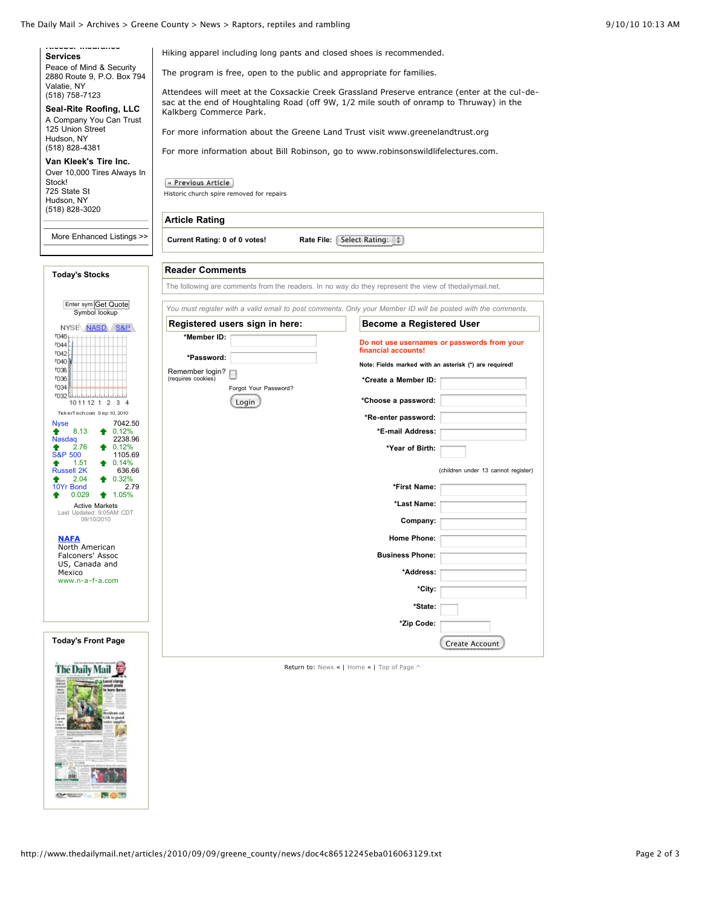**Services**
Peace of Mind & Security
2880 Route 9, P.O. Box 794
Valatie, NY
(518) 758-7123

**Seal-Rite Roofing, LLC**
A Company You Can Trust
125 Union Street
Hudson, NY
(518) 828-4381

**Van Kleek's Tire Inc.**
Over 10,000 Tires Always In Stock!
725 State St
Hudson, NY
(518) 828-3020

More Enhanced Listings >>

Hiking apparel including long pants and closed shoes is recommended.

The program is free, open to the public and appropriate for families.

Attendees will meet at the Coxsackie Creek Grassland Preserve entrance (enter at the cul-de-sac at the end of Houghtaling Road (off 9W, 1/2 mile south of onramp to Thruway) in the Kalkberg Commerce Park.

For more information about the Greene Land Trust visit www.greenelandtrust.org

For more information about Bill Robinson, go to www.robinsonswildlifelectures.com.

« Previous Article
Historic church spire removed for repairs

## Article Rating

**Current Rating: 0 of 0 votes!** **Rate File:** Select Rating:

## Reader Comments

The following are comments from the readers. In no way do they represent the view of thedailymail.net.

*You must register with a valid email to post comments. Only your Member ID will be posted with the comments.*

### Registered users sign in here:

**\*Member ID:**

**\*Password:**

Remember login? (requires cookies)

Forgot Your Password?

Login

### Become a Registered User

**Do not use usernames or passwords from your financial accounts!**

**Note: Fields marked with an asterisk (\*) are required!**

**\*Create a Member ID:**

**\*Choose a password:**

**\*Re-enter password:**

**\*E-mail Address:**

**\*Year of Birth:**

(children under 13 cannot register)

**\*First Name:**

**\*Last Name:**

**Company:**

**Home Phone:**

**Business Phone:**

**\*Address:**

**\*City:**

**\*State:**

**\*Zip Code:**

Create Account

Return to: News « | Home « | Top of Page ^

### Today's Stocks

Enter sym Get Quote
Symbol lookup

NYSE NASD S&P

TickerTech.com Sep 10, 2010

| | | |
|---|---|---|
| Nyse | | 7042.50 |
| 8.13 | 0.12% | |
| Nasdaq | | 2238.96 |
| 2.76 | 0.12% | |
| S&P 500 | | 1105.69 |
| 1.51 | 0.14% | |
| Russell 2K | | 636.66 |
| 2.04 | 0.32% | |
| 10Yr Bond | | 2.79 |
| 0.029 | 1.05% | |

Active Markets
Last Updated: 9:05AM CDT 09/10/2010

**NAFA**
North American Falconers' Assoc US, Canada and Mexico
www.n-a-f-a.com

### Today's Front Page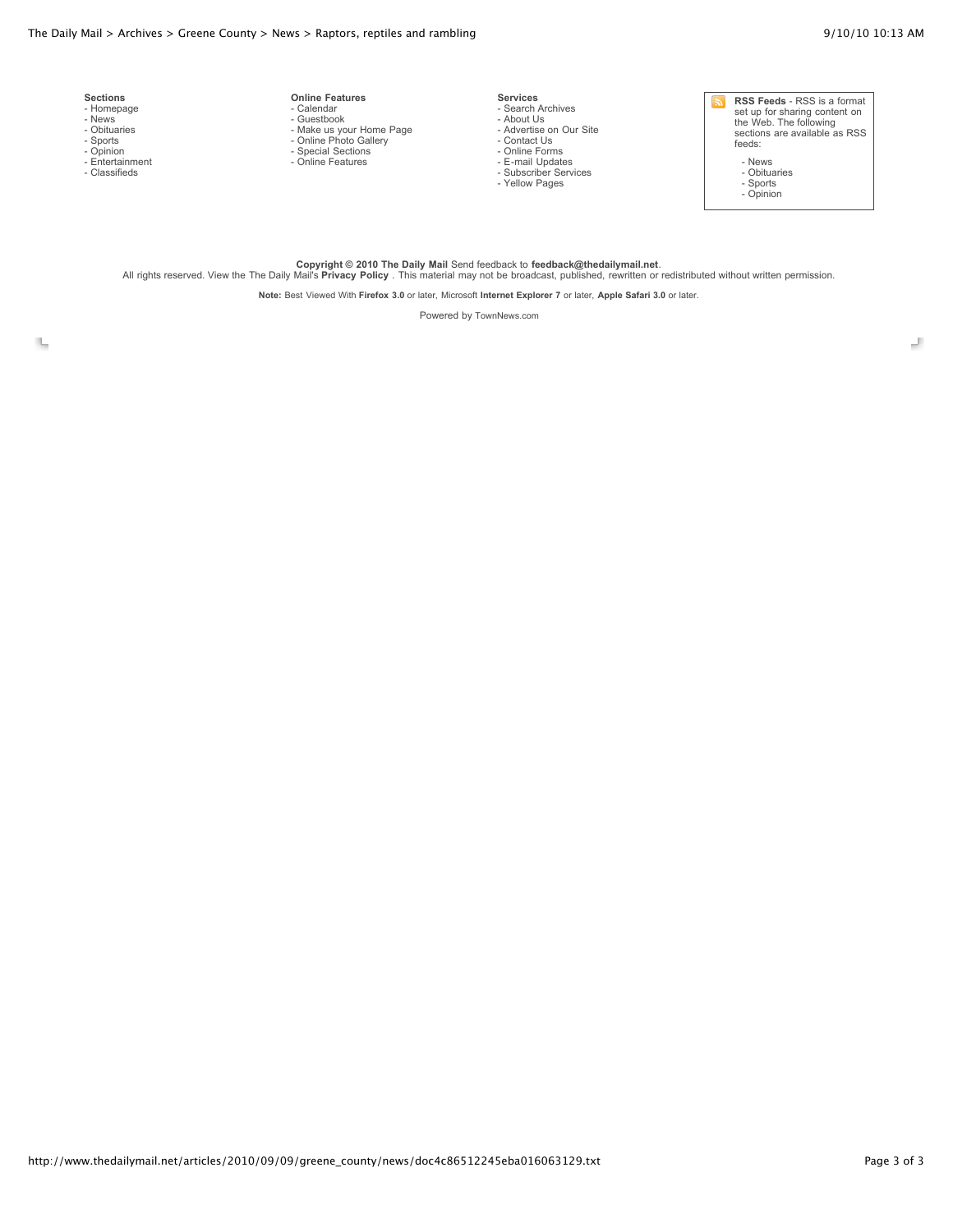**Sections**
- Homepage
- News
- Obituaries
- Sports
- Opinion
- Entertainment
- Classifieds

**Online Features**
- Calendar
- Guestbook
- Make us your Home Page
- Online Photo Gallery
- Special Sections
- Online Features

**Services**
- Search Archives
- About Us
- Advertise on Our Site
- Contact Us
- Online Forms
- E-mail Updates
- Subscriber Services
- Yellow Pages

**RSS Feeds** - RSS is a format set up for sharing content on the Web. The following sections are available as RSS feeds:

- News
- Obituaries
- Sports
- Opinion

**Copyright © 2010 The Daily Mail** Send feedback to **feedback@thedailymail.net**.
All rights reserved. View the The Daily Mail's **Privacy Policy** . This material may not be broadcast, published, rewritten or redistributed without written permission.

**Note:** Best Viewed With **Firefox 3.0** or later, Microsoft **Internet Explorer 7** or later, **Apple Safari 3.0** or later.

Powered by TownNews.com